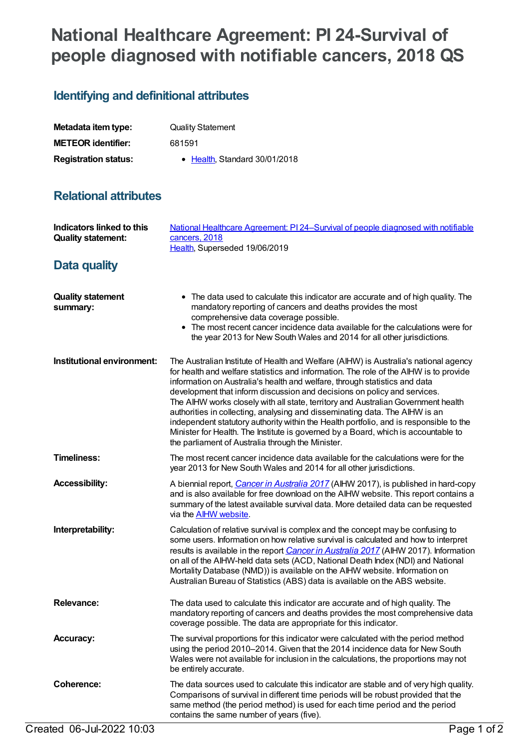# National Healthcare Agreement: PI 24-Survival of people diagnosed with notifiable cancers, 2018 QS

## Identifying and definitional attributes

| | |
|---|---|
| **Metadata item type:** | Quality Statement |
| **METEOR identifier:** | 681591 |
| **Registration status:** | • Health, Standard 30/01/2018 |

## Relational attributes

| | |
|---|---|
| **Indicators linked to this Quality statement:** | National Healthcare Agreement: PI 24–Survival of people diagnosed with notifiable cancers, 2018<br>Health, Superseded 19/06/2019 |

## Data quality

**Quality statement summary:**

- The data used to calculate this indicator are accurate and of high quality. The mandatory reporting of cancers and deaths provides the most comprehensive data coverage possible.
- The most recent cancer incidence data available for the calculations were for the year 2013 for New South Wales and 2014 for all other jurisdictions.

**Institutional environment:**

The Australian Institute of Health and Welfare (AIHW) is Australia's national agency for health and welfare statistics and information. The role of the AIHW is to provide information on Australia's health and welfare, through statistics and data development that inform discussion and decisions on policy and services. The AIHW works closely with all state, territory and Australian Government health authorities in collecting, analysing and disseminating data. The AIHW is an independent statutory authority within the Health portfolio, and is responsible to the Minister for Health. The Institute is governed by a Board, which is accountable to the parliament of Australia through the Minister.

**Timeliness:**

The most recent cancer incidence data available for the calculations were for the year 2013 for New South Wales and 2014 for all other jurisdictions.

**Accessibility:**

A biennial report, *Cancer in Australia 2017* (AIHW 2017), is published in hard-copy and is also available for free download on the AIHW website. This report contains a summary of the latest available survival data. More detailed data can be requested via the AIHW website.

**Interpretability:**

Calculation of relative survival is complex and the concept may be confusing to some users. Information on how relative survival is calculated and how to interpret results is available in the report *Cancer in Australia 2017* (AIHW 2017). Information on all of the AIHW-held data sets (ACD, National Death Index (NDI) and National Mortality Database (NMD)) is available on the AIHW website. Information on Australian Bureau of Statistics (ABS) data is available on the ABS website.

**Relevance:**

The data used to calculate this indicator are accurate and of high quality. The mandatory reporting of cancers and deaths provides the most comprehensive data coverage possible. The data are appropriate for this indicator.

**Accuracy:**

The survival proportions for this indicator were calculated with the period method using the period 2010–2014. Given that the 2014 incidence data for New South Wales were not available for inclusion in the calculations, the proportions may not be entirely accurate.

**Coherence:**

The data sources used to calculate this indicator are stable and of very high quality. Comparisons of survival in different time periods will be robust provided that the same method (the period method) is used for each time period and the period contains the same number of years (five).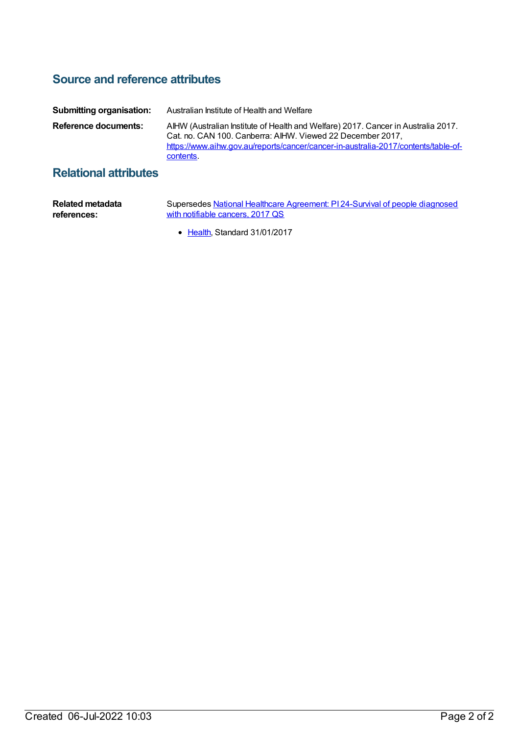## Source and reference attributes

**Submitting organisation:** Australian Institute of Health and Welfare

**Reference documents:** AIHW (Australian Institute of Health and Welfare) 2017. Cancer in Australia 2017. Cat. no. CAN 100. Canberra: AIHW. Viewed 22 December 2017, https://www.aihw.gov.au/reports/cancer/cancer-in-australia-2017/contents/table-of-contents.

## Relational attributes

**Related metadata references:** Supersedes National Healthcare Agreement: PI 24-Survival of people diagnosed with notifiable cancers, 2017 QS

- Health, Standard 31/01/2017